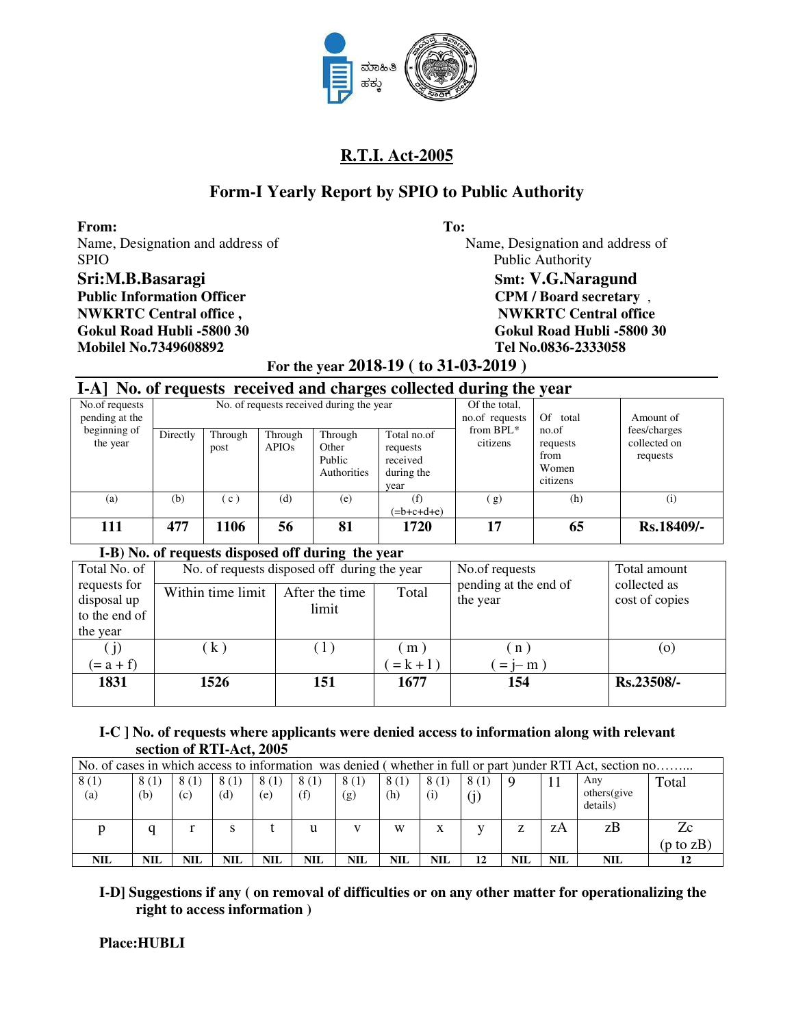ಮಾಹಿತಿ ಹಕ್ಕು

# R.T.I. Act-2005

## Form-I Yearly Report by SPIO to Public Authority

**From:**
Name, Designation and address of SPIO
**Sri:M.B.Basaragi**
**Public Information Officer**
**NWKRTC Central office ,**
**Gokul Road Hubli -5800 30**
**Mobilel No.7349608892**

**To:**
Name, Designation and address of Public Authority
**Smt: V.G.Naragund**
**CPM / Board secretary ,**
**NWKRTC Central office**
**Gokul Road Hubli -5800 30**
**Tel No.0836-2333058**

**For the year 2018-19 ( to 31-03-2019 )**

### I-A] No. of requests received and charges collected during the year

| No.of requests pending at the beginning of the year | No. of requests received during the year | | | | | Of the total, no.of requests from BPL* citizens | Of total no.of requests from Women citizens | Amount of fees/charges collected on requests |
|---|---|---|---|---|---|---|---|---|
| | Directly | Through post | Through APIOs | Through Other Public Authorities | Total no.of requests received during the year | | | |
| (a) | (b) | ( c ) | (d) | (e) | (f) (=b+c+d+e) | ( g) | (h) | (i) |
| **111** | **477** | **1106** | **56** | **81** | **1720** | **17** | **65** | **Rs.18409/-** |

### I-B) No. of requests disposed off during the year

| Total No. of requests for disposal up to the end of the year | No. of requests disposed off during the year | | | No.of requests pending at the end of the year | Total amount collected as cost of copies |
|---|---|---|---|---|---|
| | Within time limit | After the time limit | Total | | |
| ( j) (= a + f) | ( k ) | ( l ) | ( m ) ( = k + l ) | ( n ) ( = j– m ) | (o) |
| **1831** | **1526** | **151** | **1677** | **154** | **Rs.23508/-** |

### I-C ] No. of requests where applicants were denied access to information along with relevant section of RTI-Act, 2005

| No. of cases in which access to information was denied ( whether in full or part )under RTI Act, section no……... | | | | | | | | | | | | | |
|---|---|---|---|---|---|---|---|---|---|---|---|---|---|
| 8 (1) (a) | 8 (1) (b) | 8 (1) (c) | 8 (1) (d) | 8 (1) (e) | 8 (1) (f) | 8 (1) (g) | 8 (1) (h) | 8 (1) (i) | 8 (1) (j) | 9 | 11 | Any others(give details) | Total |
| p | q | r | s | t | u | v | w | x | y | z | zA | zB | Zc (p to zB) |
| **NIL** | **NIL** | **NIL** | **NIL** | **NIL** | **NIL** | **NIL** | **NIL** | **NIL** | **12** | **NIL** | **NIL** | **NIL** | **12** |

### I-D] Suggestions if any ( on removal of difficulties or on any other matter for operationalizing the right to access information )

**Place:HUBLI**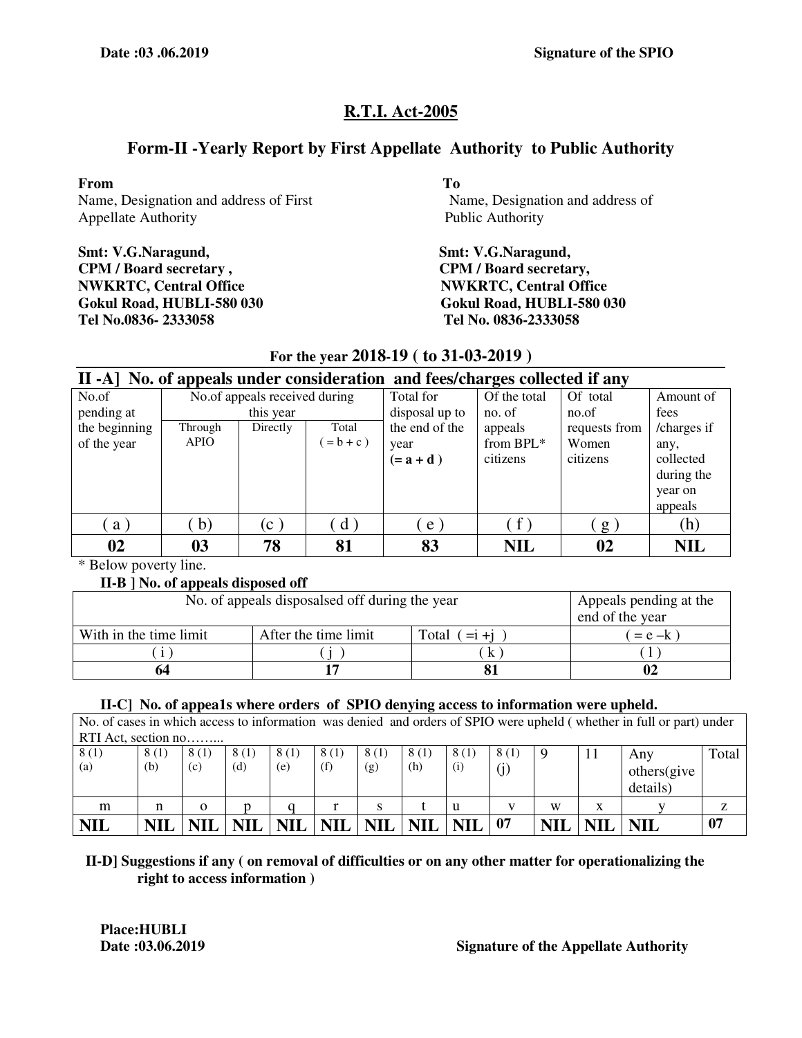**Date :03 .06.2019** **Signature of the SPIO**

## R.T.I. Act-2005

## Form-II -Yearly Report by First Appellate Authority to Public Authority

**From**
Name, Designation and address of First Appellate Authority

**Smt: V.G.Naragund,**
**CPM / Board secretary ,**
**NWKRTC, Central Office**
**Gokul Road, HUBLI-580 030**
**Tel No.0836- 2333058**

**To**
Name, Designation and address of Public Authority

**Smt: V.G.Naragund,**
**CPM / Board secretary,**
**NWKRTC, Central Office**
**Gokul Road, HUBLI-580 030**
**Tel No. 0836-2333058**

**For the year 2018-19 ( to 31-03-2019 )**

### II -A] No. of appeals under consideration and fees/charges collected if any

| No.of pending at the beginning of the year | No.of appeals received during this year | | | Total for disposal up to the end of the year (= a + d ) | Of the total no. of appeals from BPL* citizens | Of total no.of requests from Women citizens | Amount of fees /charges if any, collected during the year on appeals |
|---|---|---|---|---|---|---|---|
| | Through APIO | Directly | Total ( = b + c ) | | | | |
| ( a ) | ( b) | (c ) | ( d ) | ( e ) | ( f ) | ( g ) | (h) |
| **02** | **03** | **78** | **81** | **83** | **NIL** | **02** | **NIL** |

\* Below poverty line.

**II-B ] No. of appeals disposed off**

| No. of appeals disposalsed off during the year | | | Appeals pending at the end of the year |
|---|---|---|---|
| With in the time limit | After the time limit | Total ( =i +j ) | ( = e –k ) |
| ( i ) | ( j ) | ( k ) | ( l ) |
| **64** | **17** | **81** | **02** |

**II-C] No. of appea1s where orders of SPIO denying access to information were upheld.**

| No. of cases in which access to information was denied and orders of SPIO were upheld ( whether in full or part) under RTI Act, section no…….. | | | | | | | | | | | | | |
|---|---|---|---|---|---|---|---|---|---|---|---|---|---|
| 8 (1) (a) | 8 (1) (b) | 8 (1) (c) | 8 (1) (d) | 8 (1) (e) | 8 (1) (f) | 8 (1) (g) | 8 (1) (h) | 8 (1) (i) | 8 (1) (j) | 9 | 11 | Any others(give details) | Total |
| m | n | o | p | q | r | s | t | u | v | w | x | y | z |
| **NIL** | **NIL** | **NIL** | **NIL** | **NIL** | **NIL** | **NIL** | **NIL** | **NIL** | **07** | **NIL** | **NIL** | **NIL** | **07** |

**II-D] Suggestions if any ( on removal of difficulties or on any other matter for operationalizing the right to access information )**

**Place:HUBLI**
**Date :03.06.2019** **Signature of the Appellate Authority**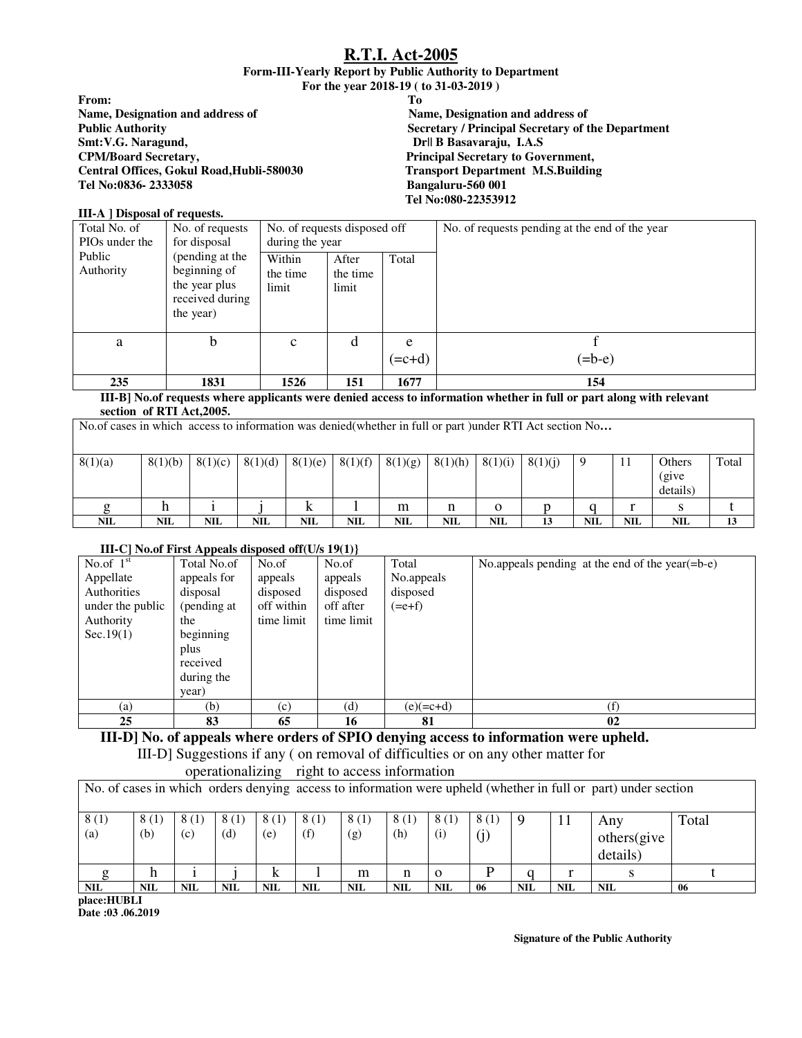# R.T.I. Act-2005

**Form-III-Yearly Report by Public Authority to Department**
**For the year 2018-19 ( to 31-03-2019 )**

**From:**
**Name, Designation and address of Public Authority**
**Smt:V.G. Naragund,**
**CPM/Board Secretary,**
**Central Offices, Gokul Road,Hubli-580030**
**Tel No:0836- 2333058**

**To**
**Name, Designation and address of Secretary / Principal Secretary of the Department**
**Dr|| B Basavaraju, I.A.S**
**Principal Secretary to Government,**
**Transport Department M.S.Building**
**Bangaluru-560 001**
**Tel No:080-22353912**

**III-A ] Disposal of requests.**

| Total No. of PIOs under the Public Authority | No. of requests for disposal (pending at the beginning of the year plus received during the year) | No. of requests disposed off during the year | | | No. of requests pending at the end of the year |
|---|---|---|---|---|---|
| | | Within the time limit | After the time limit | Total | |
| a | b | c | d | e (=c+d) | f (=b-e) |
| **235** | **1831** | **1526** | **151** | **1677** | **154** |

**III-B] No.of requests where applicants were denied access to information whether in full or part along with relevant section of RTI Act,2005.**

| No.of cases in which access to information was denied(whether in full or part )under RTI Act section No… | | | | | | | | | | | | | |
|---|---|---|---|---|---|---|---|---|---|---|---|---|---|
| 8(1)(a) | 8(1)(b) | 8(1)(c) | 8(1)(d) | 8(1)(e) | 8(1)(f) | 8(1)(g) | 8(1)(h) | 8(1)(i) | 8(1)(j) | 9 | 11 | Others (give details) | Total |
| g | h | i | j | k | l | m | n | o | p | q | r | s | t |
| **NIL** | **NIL** | **NIL** | **NIL** | **NIL** | **NIL** | **NIL** | **NIL** | **NIL** | **13** | **NIL** | **NIL** | **NIL** | **13** |

**III-C] No.of First Appeals disposed off(U/s 19(1)}**

| No.of 1st Appellate Authorities under the public Authority Sec.19(1) | Total No.of appeals for disposal (pending at the beginning plus received during the year) | No.of appeals disposed off within time limit | No.of appeals disposed off after time limit | Total No.appeals disposed (=e+f) | No.appeals pending at the end of the year(=b-e) |
|---|---|---|---|---|---|
| (a) | (b) | (c) | (d) | (e)(=c+d) | (f) |
| **25** | **83** | **65** | **16** | **81** | **02** |

## III-D] No. of appeals where orders of SPIO denying access to information were upheld.

III-D] Suggestions if any ( on removal of difficulties or on any other matter for operationalizing right to access information

| No. of cases in which orders denying access to information were upheld (whether in full or part) under section | | | | | | | | | | | | | |
|---|---|---|---|---|---|---|---|---|---|---|---|---|---|
| 8 (1) (a) | 8 (1) (b) | 8 (1) (c) | 8 (1) (d) | 8 (1) (e) | 8 (1) (f) | 8 (1) (g) | 8 (1) (h) | 8 (1) (i) | 8 (1) (j) | 9 | 11 | Any others(give details) | Total |
| g | h | i | j | k | l | m | n | o | P | q | r | s | t |
| **NIL** | **NIL** | **NIL** | **NIL** | **NIL** | **NIL** | **NIL** | **NIL** | **NIL** | **06** | **NIL** | **NIL** | **NIL** | **06** |

**place:HUBLI**
**Date :03 .06.2019**

**Signature of the Public Authority**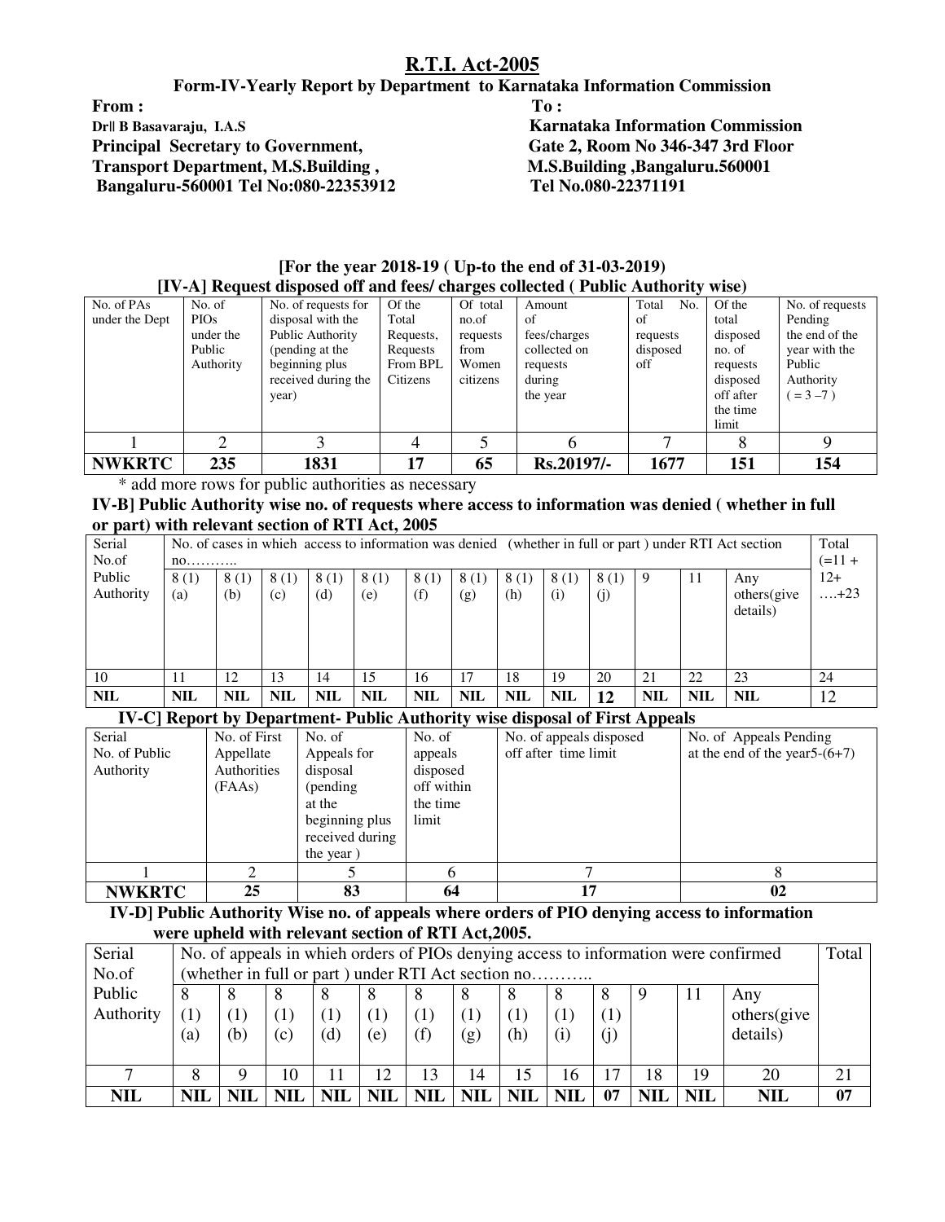# R.T.I. Act-2005

## Form-IV-Yearly Report by Department to Karnataka Information Commission

**From :**
**Dr|| B Basavaraju, I.A.S**
**Principal Secretary to Government,**
**Transport Department, M.S.Building ,**
**Bangaluru-560001 Tel No:080-22353912**

**To :**
**Karnataka Information Commission**
**Gate 2, Room No 346-347 3rd Floor**
**M.S.Building ,Bangaluru.560001**
**Tel No.080-22371191**

**[For the year 2018-19 ( Up-to the end of 31-03-2019)**

**[IV-A] Request disposed off and fees/ charges collected ( Public Authority wise)**

| No. of PAs under the Dept | No. of PIOs under the Public Authority | No. of requests for disposal with the Public Authority (pending at the beginning plus received during the year) | Of the Total Requests, Requests From BPL Citizens | Of total no.of requests from Women citizens | Amount of fees/charges collected on requests during the year | Total No. of requests disposed off | Of the total disposed no. of requests disposed off after the time limit | No. of requests Pending the end of the year with the Public Authority ( = 3 –7 ) |
|---|---|---|---|---|---|---|---|---|
| 1 | 2 | 3 | 4 | 5 | 6 | 7 | 8 | 9 |
| **NWKRTC** | **235** | **1831** | **17** | **65** | **Rs.20197/-** | **1677** | **151** | **154** |

\* add more rows for public authorities as necessary

**IV-B] Public Authority wise no. of requests where access to information was denied ( whether in full or part) with relevant section of RTI Act, 2005**

| Serial No.of Public Authority | No. of cases in whieh access to information was denied (whether in full or part ) under RTI Act section no……….. | | | | | | | | | | | | | Total (=11 + 12+ ….+23 |
|---|---|---|---|---|---|---|---|---|---|---|---|---|---|---|
| | 8 (1) (a) | 8 (1) (b) | 8 (1) (c) | 8 (1) (d) | 8 (1) (e) | 8 (1) (f) | 8 (1) (g) | 8 (1) (h) | 8 (1) (i) | 8 (1) (j) | 9 | 11 | Any others(give details) | |
| 10 | 11 | 12 | 13 | 14 | 15 | 16 | 17 | 18 | 19 | 20 | 21 | 22 | 23 | 24 |
| **NIL** | **NIL** | **NIL** | **NIL** | **NIL** | **NIL** | **NIL** | **NIL** | **NIL** | **NIL** | **12** | **NIL** | **NIL** | **NIL** | 12 |

**IV-C] Report by Department- Public Authority wise disposal of First Appeals**

| Serial No. of Public Authority | No. of First Appellate Authorities (FAAs) | No. of Appeals for disposal (pending at the beginning plus received during the year ) | No. of appeals disposed off within the time limit | No. of appeals disposed off after time limit | No. of Appeals Pending at the end of the year5-(6+7) |
|---|---|---|---|---|---|
| 1 | 2 | 5 | 6 | 7 | 8 |
| **NWKRTC** | **25** | **83** | **64** | **17** | **02** |

**IV-D] Public Authority Wise no. of appeals where orders of PIO denying access to information were upheld with relevant section of RTI Act,2005.**

| Serial No.of Public Authority | No. of appeals in whieh orders of PIOs denying access to information were confirmed (whether in full or part ) under RTI Act section no……….. | | | | | | | | | | | | | Total |
|---|---|---|---|---|---|---|---|---|---|---|---|---|---|---|
| | 8 (1) (a) | 8 (1) (b) | 8 (1) (c) | 8 (1) (d) | 8 (1) (e) | 8 (1) (f) | 8 (1) (g) | 8 (1) (h) | 8 (1) (i) | 8 (1) (j) | 9 | 11 | Any others(give details) | |
| 7 | 8 | 9 | 10 | 11 | 12 | 13 | 14 | 15 | 16 | 17 | 18 | 19 | 20 | 21 |
| **NIL** | **NIL** | **NIL** | **NIL** | **NIL** | **NIL** | **NIL** | **NIL** | **NIL** | **NIL** | **07** | **NIL** | **NIL** | **NIL** | **07** |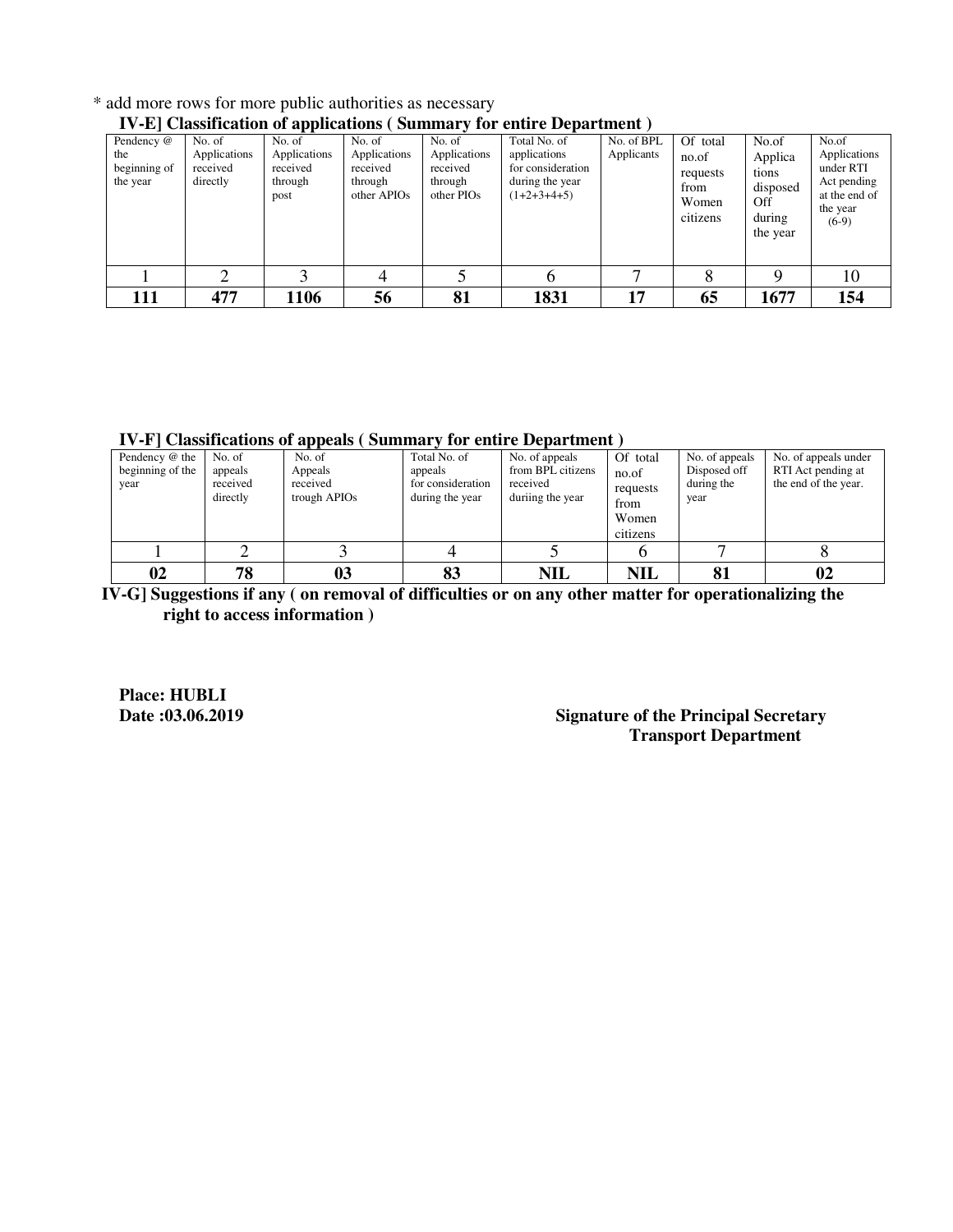* add more rows for more public authorities as necessary

**IV-E] Classification of applications ( Summary for entire Department )**

| Pendency @ the beginning of the year | No. of Applications received directly | No. of Applications received through post | No. of Applications received through other APIOs | No. of Applications received through other PIOs | Total No. of applications for consideration during the year (1+2+3+4+5) | No. of BPL Applicants | Of total no.of requests from Women citizens | No.of Applica tions disposed Off during the year | No.of Applications under RTI Act pending at the end of the year (6-9) |
|---|---|---|---|---|---|---|---|---|---|
| 1 | 2 | 3 | 4 | 5 | 6 | 7 | 8 | 9 | 10 |
| **111** | **477** | **1106** | **56** | **81** | **1831** | **17** | **65** | **1677** | **154** |

**IV-F] Classifications of appeals ( Summary for entire Department )**

| Pendency @ the beginning of the year | No. of appeals received directly | No. of Appeals received trough APIOs | Total No. of appeals for consideration during the year | No. of appeals from BPL citizens received duriing the year | Of total no.of requests from Women citizens | No. of appeals Disposed off during the year | No. of appeals under RTI Act pending at the end of the year. |
|---|---|---|---|---|---|---|---|
| 1 | 2 | 3 | 4 | 5 | 6 | 7 | 8 |
| **02** | **78** | **03** | **83** | **NIL** | **NIL** | **81** | **02** |

**IV-G] Suggestions if any ( on removal of difficulties or on any other matter for operationalizing the right to access information )**

**Place: HUBLI**

**Date :03.06.2019**

**Signature of the Principal Secretary**
**Transport Department**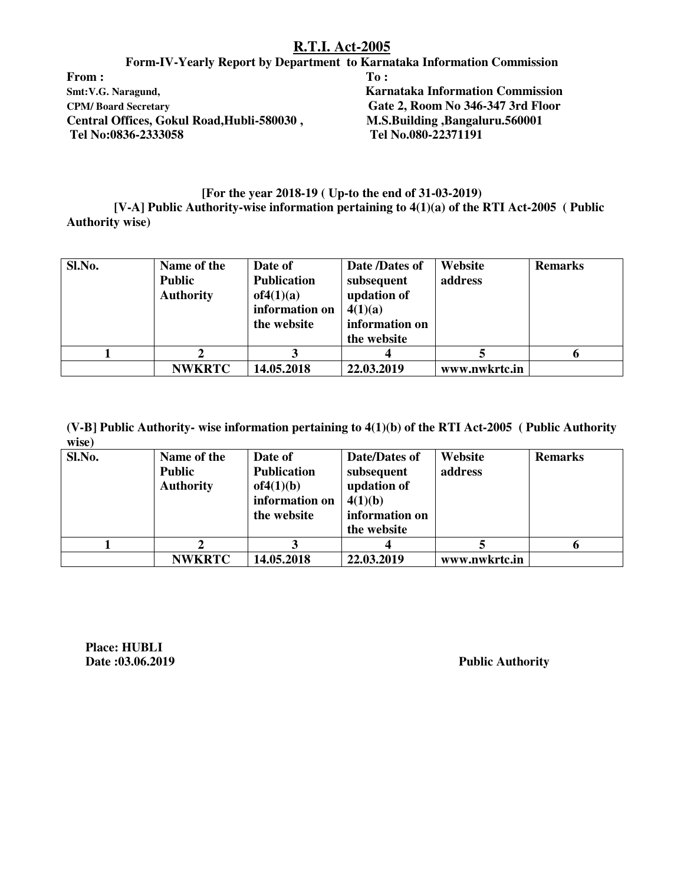# R.T.I. Act-2005

**Form-IV-Yearly Report by Department to Karnataka Information Commission**

**From :**
Smt:V.G. Naragund,
CPM/ Board Secretary
**Central Offices, Gokul Road,Hubli-580030 ,**
**Tel No:0836-2333058**

**To :**
**Karnataka Information Commission**
**Gate 2, Room No 346-347 3rd Floor**
**M.S.Building ,Bangaluru.560001**
**Tel No.080-22371191**

**[For the year 2018-19 ( Up-to the end of 31-03-2019)**

**[V-A] Public Authority-wise information pertaining to 4(1)(a) of the RTI Act-2005 ( Public Authority wise)**

| Sl.No. | Name of the Public Authority | Date of Publication of4(1)(a) information on the website | Date /Dates of subsequent updation of 4(1)(a) information on the website | Website address | Remarks |
|---|---|---|---|---|---|
| 1 | 2 | 3 | 4 | 5 | 6 |
| | NWKRTC | 14.05.2018 | 22.03.2019 | www.nwkrtc.in | |

**(V-B] Public Authority- wise information pertaining to 4(1)(b) of the RTI Act-2005 ( Public Authority wise)**

| Sl.No. | Name of the Public Authority | Date of Publication of4(1)(b) information on the website | Date/Dates of subsequent updation of 4(1)(b) information on the website | Website address | Remarks |
|---|---|---|---|---|---|
| 1 | 2 | 3 | 4 | 5 | 6 |
| | NWKRTC | 14.05.2018 | 22.03.2019 | www.nwkrtc.in | |

**Place: HUBLI**
**Date :03.06.2019**

**Public Authority**